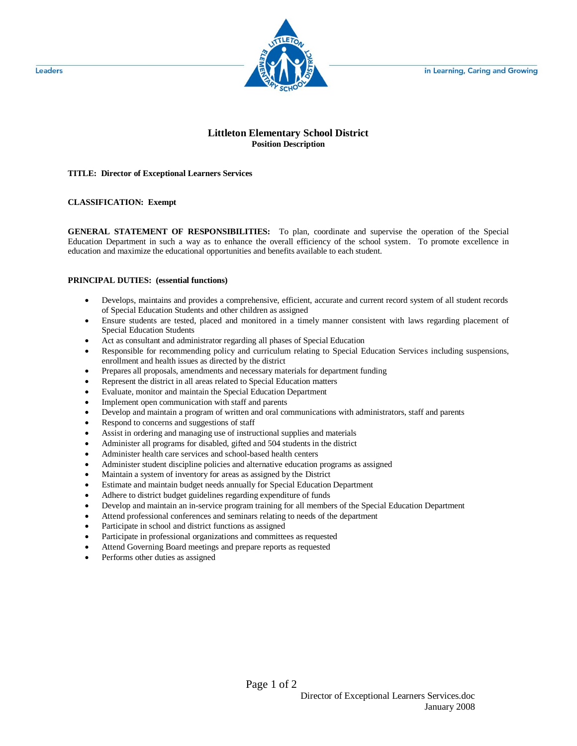# Littleton Elementary School District

**Position Description**

**TITLE: Director of Exceptional Learners Services**

**CLASSIFICATION: Exempt**

**GENERAL STATEMENT OF RESPONSIBILITIES:** To plan, coordinate and supervise the operation of the Special Education Department in such a way as to enhance the overall efficiency of the school system. To promote excellence in education and maximize the educational opportunities and benefits available to each student.

**PRINCIPAL DUTIES: (essential functions)**

- Develops, maintains and provides a comprehensive, efficient, accurate and current record system of all student records of Special Education Students and other children as assigned
- Ensure students are tested, placed and monitored in a timely manner consistent with laws regarding placement of Special Education Students
- Act as consultant and administrator regarding all phases of Special Education
- Responsible for recommending policy and curriculum relating to Special Education Services including suspensions, enrollment and health issues as directed by the district
- Prepares all proposals, amendments and necessary materials for department funding
- Represent the district in all areas related to Special Education matters
- Evaluate, monitor and maintain the Special Education Department
- Implement open communication with staff and parents
- Develop and maintain a program of written and oral communications with administrators, staff and parents
- Respond to concerns and suggestions of staff
- Assist in ordering and managing use of instructional supplies and materials
- Administer all programs for disabled, gifted and 504 students in the district
- Administer health care services and school-based health centers
- Administer student discipline policies and alternative education programs as assigned
- Maintain a system of inventory for areas as assigned by the District
- Estimate and maintain budget needs annually for Special Education Department
- Adhere to district budget guidelines regarding expenditure of funds
- Develop and maintain an in-service program training for all members of the Special Education Department
- Attend professional conferences and seminars relating to needs of the department
- Participate in school and district functions as assigned
- Participate in professional organizations and committees as requested
- Attend Governing Board meetings and prepare reports as requested
- Performs other duties as assigned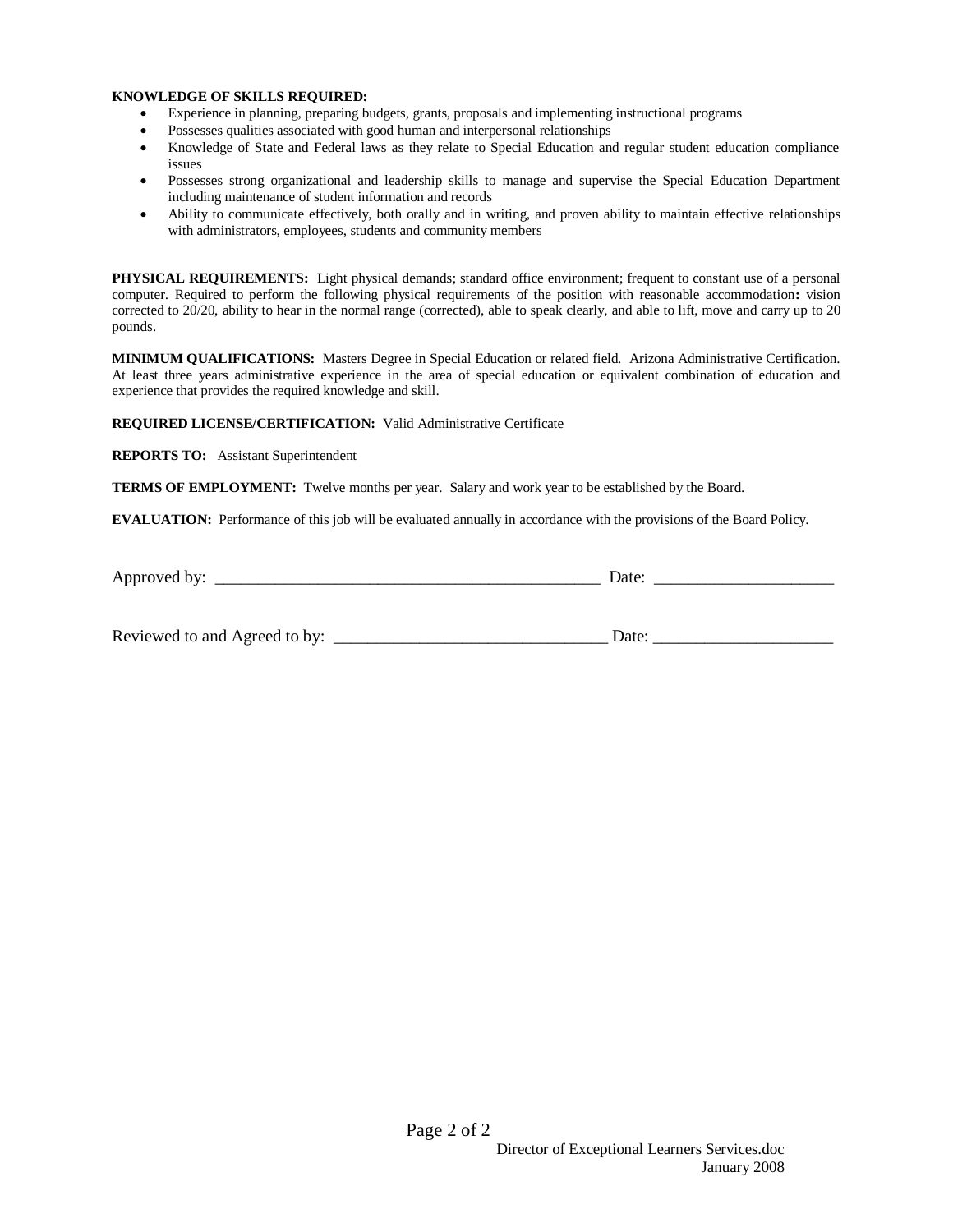**KNOWLEDGE OF SKILLS REQUIRED:**

- Experience in planning, preparing budgets, grants, proposals and implementing instructional programs
- Possesses qualities associated with good human and interpersonal relationships
- Knowledge of State and Federal laws as they relate to Special Education and regular student education compliance issues
- Possesses strong organizational and leadership skills to manage and supervise the Special Education Department including maintenance of student information and records
- Ability to communicate effectively, both orally and in writing, and proven ability to maintain effective relationships with administrators, employees, students and community members

**PHYSICAL REQUIREMENTS:** Light physical demands; standard office environment; frequent to constant use of a personal computer. Required to perform the following physical requirements of the position with reasonable accommodation**:** vision corrected to 20/20, ability to hear in the normal range (corrected), able to speak clearly, and able to lift, move and carry up to 20 pounds.

**MINIMUM QUALIFICATIONS:** Masters Degree in Special Education or related field. Arizona Administrative Certification. At least three years administrative experience in the area of special education or equivalent combination of education and experience that provides the required knowledge and skill.

**REQUIRED LICENSE/CERTIFICATION:** Valid Administrative Certificate

**REPORTS TO:** Assistant Superintendent

**TERMS OF EMPLOYMENT:** Twelve months per year. Salary and work year to be established by the Board.

**EVALUATION:** Performance of this job will be evaluated annually in accordance with the provisions of the Board Policy.

Approved by: _______________________________________________ Date: _____________________

Reviewed to and Agreed to by: ________________________________ Date: _____________________

Director of Exceptional Learners Services.doc
January 2008